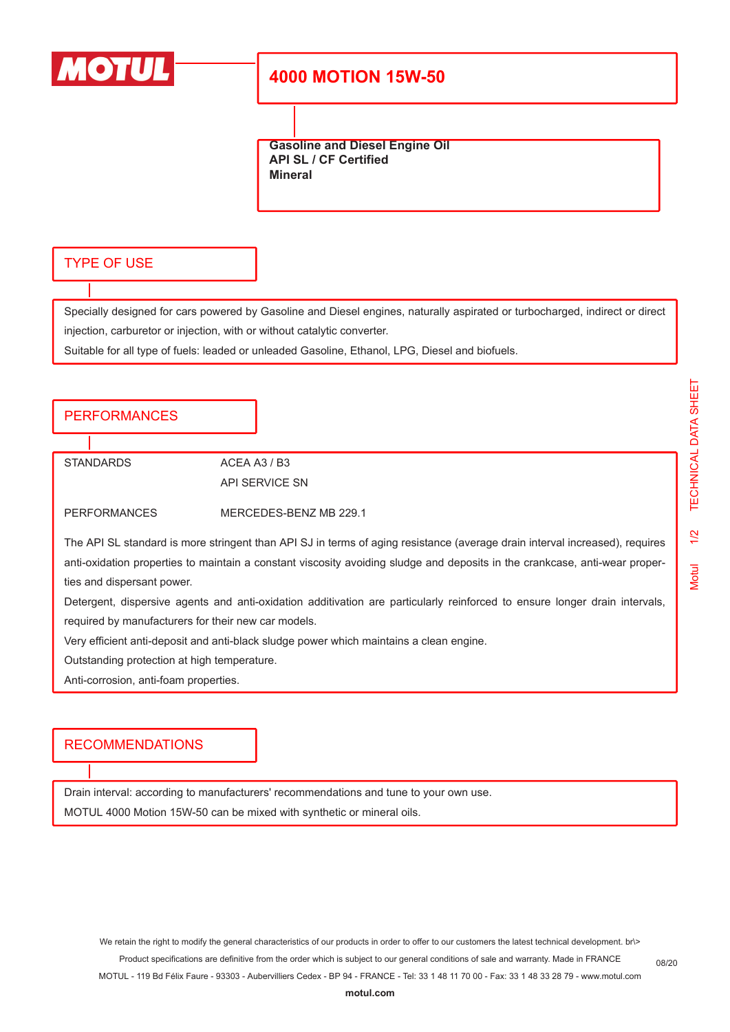# 4000 MOTION 15W-50

**Gasoline and Diesel Engine Oil**
**API SL / CF Certified**
**Mineral**

## TYPE OF USE

Specially designed for cars powered by Gasoline and Diesel engines, naturally aspirated or turbocharged, indirect or direct injection, carburetor or injection, with or without catalytic converter.
Suitable for all type of fuels: leaded or unleaded Gasoline, Ethanol, LPG, Diesel and biofuels.

## PERFORMANCES

| | |
|---|---|
| STANDARDS | ACEA A3 / B3 |
| | API SERVICE SN |
| PERFORMANCES | MERCEDES-BENZ MB 229.1 |

The API SL standard is more stringent than API SJ in terms of aging resistance (average drain interval increased), requires anti-oxidation properties to maintain a constant viscosity avoiding sludge and deposits in the crankcase, anti-wear properties and dispersant power.
Detergent, dispersive agents and anti-oxidation additivation are particularly reinforced to ensure longer drain intervals, required by manufacturers for their new car models.
Very efficient anti-deposit and anti-black sludge power which maintains a clean engine.
Outstanding protection at high temperature.
Anti-corrosion, anti-foam properties.

## RECOMMENDATIONS

Drain interval: according to manufacturers' recommendations and tune to your own use.
MOTUL 4000 Motion 15W-50 can be mixed with synthetic or mineral oils.

We retain the right to modify the general characteristics of our products in order to offer to our customers the latest technical development. br\>
Product specifications are definitive from the order which is subject to our general conditions of sale and warranty. Made in FRANCE
MOTUL - 119 Bd Félix Faure - 93303 - Aubervilliers Cedex - BP 94 - FRANCE - Tel: 33 1 48 11 70 00 - Fax: 33 1 48 33 28 79 - www.motul.com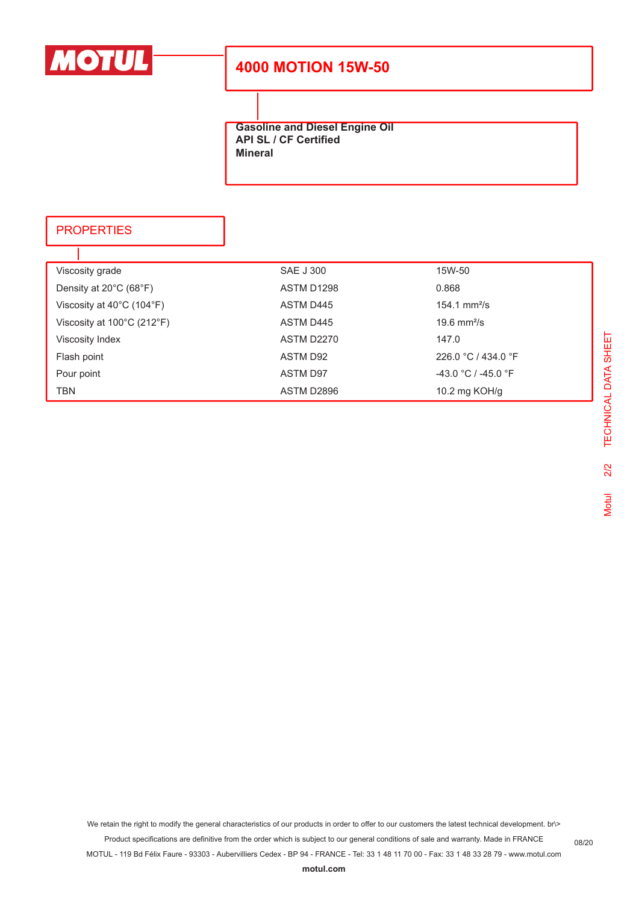# 4000 MOTION 15W-50

**Gasoline and Diesel Engine Oil**
**API SL / CF Certified**
**Mineral**

## PROPERTIES

| | | |
|---|---|---|
| Viscosity grade | SAE J 300 | 15W-50 |
| Density at 20°C (68°F) | ASTM D1298 | 0.868 |
| Viscosity at 40°C (104°F) | ASTM D445 | 154.1 mm²/s |
| Viscosity at 100°C (212°F) | ASTM D445 | 19.6 mm²/s |
| Viscosity Index | ASTM D2270 | 147.0 |
| Flash point | ASTM D92 | 226.0 °C / 434.0 °F |
| Pour point | ASTM D97 | -43.0 °C / -45.0 °F |
| TBN | ASTM D2896 | 10.2 mg KOH/g |

We retain the right to modify the general characteristics of our products in order to offer to our customers the latest technical development. br\>
Product specifications are definitive from the order which is subject to our general conditions of sale and warranty. Made in FRANCE
MOTUL - 119 Bd Félix Faure - 93303 - Aubervilliers Cedex - BP 94 - FRANCE - Tel: 33 1 48 11 70 00 - Fax: 33 1 48 33 28 79 - www.motul.com

08/20

**motul.com**